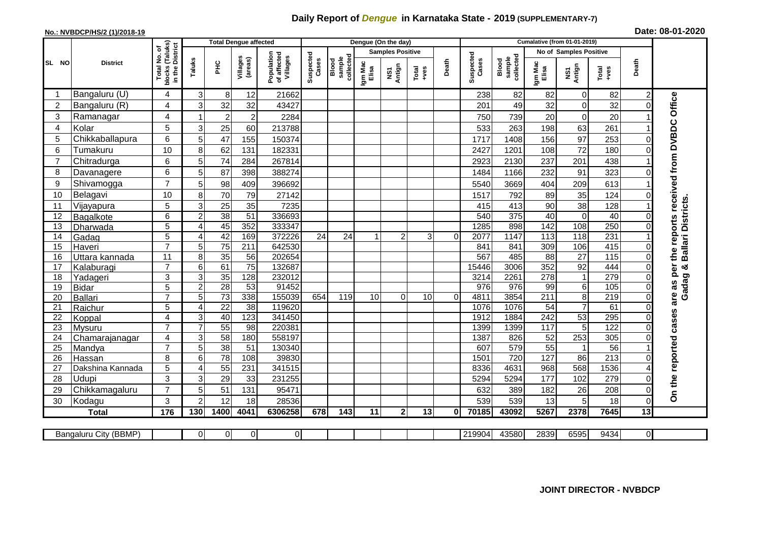# Daily Report of *Dengue* in Karnataka State - 2019 (SUPPLEMENTARY-7)

**No.: NVBDCP/HS/2 (1)/2018-19**

**Date: 08-01-2020**

| SL NO | District | Total No. of blocks (Taluks) in the District | Total Dengue affected | | | | Dengue (On the day) | | | | | | | Cumalative (from 01-01-2019) | | | | | | | |
|---|---|---|---|---|---|---|---|---|---|---|---|---|---|---|---|---|---|---|---|---|
| | | | Taluks | PHC | Villages (areas) | Population of affected Villages | Suspected Cases | Blood sample collected | Samples Positive | | | Death | Suspected Cases | Blood sample collected | No of Samples Positive | | | Death | |
| | | | | | | | | | Igm Mac Elisa | NS1 Antign | Total +ves | | | | Igm Mac Elisa | NS1 Antign | Total +ves | | |
| 1 | Bangaluru (U) | 4 | 3 | 8 | 12 | 21662 | | | | | | | 238 | 82 | 82 | 0 | 82 | 2 | On the reported cases are as per the reports received from DVBDC Office Gadag & Ballari Districts. |
| 2 | Bangaluru (R) | 4 | 3 | 32 | 32 | 43427 | | | | | | | 201 | 49 | 32 | 0 | 32 | 0 | |
| 3 | Ramanagar | 4 | 1 | 2 | 2 | 2284 | | | | | | | 750 | 739 | 20 | 0 | 20 | 1 | |
| 4 | Kolar | 5 | 3 | 25 | 60 | 213788 | | | | | | | 533 | 263 | 198 | 63 | 261 | 1 | |
| 5 | Chikkaballapura | 6 | 5 | 47 | 155 | 150374 | | | | | | | 1717 | 1408 | 156 | 97 | 253 | 0 | |
| 6 | Tumakuru | 10 | 8 | 62 | 131 | 182331 | | | | | | | 2427 | 1201 | 108 | 72 | 180 | 0 | |
| 7 | Chitradurga | 6 | 5 | 74 | 284 | 267814 | | | | | | | 2923 | 2130 | 237 | 201 | 438 | 1 | |
| 8 | Davanagere | 6 | 5 | 87 | 398 | 388274 | | | | | | | 1484 | 1166 | 232 | 91 | 323 | 0 | |
| 9 | Shivamogga | 7 | 5 | 98 | 409 | 396692 | | | | | | | 5540 | 3669 | 404 | 209 | 613 | 1 | |
| 10 | Belagavi | 10 | 8 | 70 | 79 | 27142 | | | | | | | 1517 | 792 | 89 | 35 | 124 | 0 | |
| 11 | Vijayapura | 5 | 3 | 25 | 35 | 7235 | | | | | | | 415 | 413 | 90 | 38 | 128 | 1 | |
| 12 | Bagalkote | 6 | 2 | 38 | 51 | 336693 | | | | | | | 540 | 375 | 40 | 0 | 40 | 0 | |
| 13 | Dharwada | 5 | 4 | 45 | 352 | 333347 | | | | | | | 1285 | 898 | 142 | 108 | 250 | 0 | |
| 14 | Gadag | 5 | 4 | 42 | 169 | 372226 | 24 | 24 | 1 | 2 | 3 | 0 | 2077 | 1147 | 113 | 118 | 231 | 1 | |
| 15 | Haveri | 7 | 5 | 75 | 211 | 642530 | | | | | | | 841 | 841 | 309 | 106 | 415 | 0 | |
| 16 | Uttara kannada | 11 | 8 | 35 | 56 | 202654 | | | | | | | 567 | 485 | 88 | 27 | 115 | 0 | |
| 17 | Kalaburagi | 7 | 6 | 61 | 75 | 132687 | | | | | | | 15446 | 3006 | 352 | 92 | 444 | 0 | |
| 18 | Yadageri | 3 | 3 | 35 | 128 | 232012 | | | | | | | 3214 | 2261 | 278 | 1 | 279 | 0 | |
| 19 | Bidar | 5 | 2 | 28 | 53 | 91452 | | | | | | | 976 | 976 | 99 | 6 | 105 | 0 | |
| 20 | Ballari | 7 | 5 | 73 | 338 | 155039 | 654 | 119 | 10 | 0 | 10 | 0 | 4811 | 3854 | 211 | 8 | 219 | 0 | |
| 21 | Raichur | 5 | 4 | 22 | 38 | 119620 | | | | | | | 1076 | 1076 | 54 | 7 | 61 | 0 | |
| 22 | Koppal | 4 | 3 | 40 | 123 | 341450 | | | | | | | 1912 | 1884 | 242 | 53 | 295 | 0 | |
| 23 | Mysuru | 7 | 7 | 55 | 98 | 220381 | | | | | | | 1399 | 1399 | 117 | 5 | 122 | 0 | |
| 24 | Chamarajanagar | 4 | 3 | 58 | 180 | 558197 | | | | | | | 1387 | 826 | 52 | 253 | 305 | 0 | |
| 25 | Mandya | 7 | 5 | 38 | 51 | 130340 | | | | | | | 607 | 579 | 55 | 1 | 56 | 1 | |
| 26 | Hassan | 8 | 6 | 78 | 108 | 39830 | | | | | | | 1501 | 720 | 127 | 86 | 213 | 0 | |
| 27 | Dakshina Kannada | 5 | 4 | 55 | 231 | 341515 | | | | | | | 8336 | 4631 | 968 | 568 | 1536 | 4 | |
| 28 | Udupi | 3 | 3 | 29 | 33 | 231255 | | | | | | | 5294 | 5294 | 177 | 102 | 279 | 0 | |
| 29 | Chikkamagaluru | 7 | 5 | 51 | 131 | 95471 | | | | | | | 632 | 389 | 182 | 26 | 208 | 0 | |
| 30 | Kodagu | 3 | 2 | 12 | 18 | 28536 | | | | | | | 539 | 539 | 13 | 5 | 18 | 0 | |
| | **Total** | **176** | **130** | **1400** | **4041** | **6306258** | **678** | **143** | **11** | **2** | **13** | **0** | **70185** | **43092** | **5267** | **2378** | **7645** | **13** | |

| Bangaluru City (BBMP) | | 0 | 0 | 0 | 0 | | | | | | | 219904 | 43580 | 2839 | 6595 | 9434 | 0 |
|---|---|---|---|---|---|---|---|---|---|---|---|---|---|---|---|---|---|

**JOINT DIRECTOR - NVBDCP**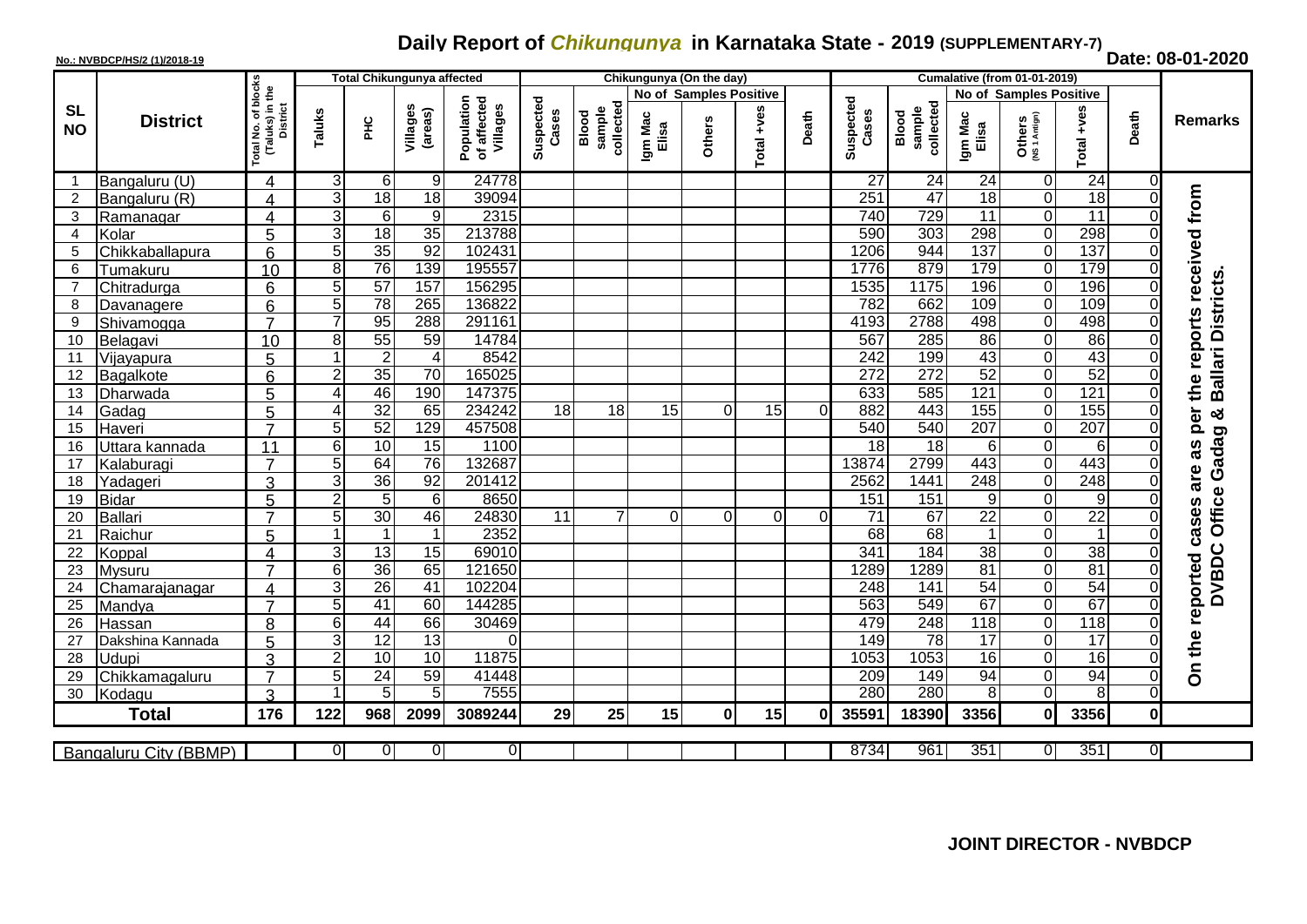# Daily Report of *Chikungunya* in Karnataka State - 2019 (SUPPLEMENTARY-7)

**No.: NVBDCP/HS/2 (1)/2018-19**

**Date: 08-01-2020**

| SL NO | District | Total No. of blocks (Taluks) in the District | Total Chikungunya affected | | | | Chikungunya (On the day) | | | | | | | Cumalative (from 01-01-2019) | | | | | | | Remarks |
|---|---|---|---|---|---|---|---|---|---|---|---|---|---|---|---|---|---|---|---|---|---|
| | | | Taluks | PHC | Villages (areas) | Population of affected Villages | Suspected Cases | Blood sample collected | No of Samples Positive | | | Death | Suspected Cases | Blood sample collected | No of Samples Positive | | | Death | |
| | | | | | | | | | Igm Mac Elisa | Others | Total +ves | | | | Igm Mac Elisa | Others (NS 1 Antign) | Total +ves | | |
| 1 | Bangaluru (U) | 4 | 3 | 6 | 9 | 24778 | | | | | | | 27 | 24 | 24 | 0 | 24 | 0 | On the reported cases are as per the reports received from DVBDC Office Gadag & Ballari Districts. |
| 2 | Bangaluru (R) | 4 | 3 | 18 | 18 | 39094 | | | | | | | 251 | 47 | 18 | 0 | 18 | 0 | |
| 3 | Ramanagar | 4 | 3 | 6 | 9 | 2315 | | | | | | | 740 | 729 | 11 | 0 | 11 | 0 | |
| 4 | Kolar | 5 | 3 | 18 | 35 | 213788 | | | | | | | 590 | 303 | 298 | 0 | 298 | 0 | |
| 5 | Chikkaballapura | 6 | 5 | 35 | 92 | 102431 | | | | | | | 1206 | 944 | 137 | 0 | 137 | 0 | |
| 6 | Tumakuru | 10 | 8 | 76 | 139 | 195557 | | | | | | | 1776 | 879 | 179 | 0 | 179 | 0 | |
| 7 | Chitradurga | 6 | 5 | 57 | 157 | 156295 | | | | | | | 1535 | 1175 | 196 | 0 | 196 | 0 | |
| 8 | Davanagere | 6 | 5 | 78 | 265 | 136822 | | | | | | | 782 | 662 | 109 | 0 | 109 | 0 | |
| 9 | Shivamogga | 7 | 7 | 95 | 288 | 291161 | | | | | | | 4193 | 2788 | 498 | 0 | 498 | 0 | |
| 10 | Belagavi | 10 | 8 | 55 | 59 | 14784 | | | | | | | 567 | 285 | 86 | 0 | 86 | 0 | |
| 11 | Vijayapura | 5 | 1 | 2 | 4 | 8542 | | | | | | | 242 | 199 | 43 | 0 | 43 | 0 | |
| 12 | Bagalkote | 6 | 2 | 35 | 70 | 165025 | | | | | | | 272 | 272 | 52 | 0 | 52 | 0 | |
| 13 | Dharwada | 5 | 4 | 46 | 190 | 147375 | | | | | | | 633 | 585 | 121 | 0 | 121 | 0 | |
| 14 | Gadag | 5 | 4 | 32 | 65 | 234242 | 18 | 18 | 15 | 0 | 15 | 0 | 882 | 443 | 155 | 0 | 155 | 0 | |
| 15 | Haveri | 7 | 5 | 52 | 129 | 457508 | | | | | | | 540 | 540 | 207 | 0 | 207 | 0 | |
| 16 | Uttara kannada | 11 | 6 | 10 | 15 | 1100 | | | | | | | 18 | 18 | 6 | 0 | 6 | 0 | |
| 17 | Kalaburagi | 7 | 5 | 64 | 76 | 132687 | | | | | | | 13874 | 2799 | 443 | 0 | 443 | 0 | |
| 18 | Yadageri | 3 | 3 | 36 | 92 | 201412 | | | | | | | 2562 | 1441 | 248 | 0 | 248 | 0 | |
| 19 | Bidar | 5 | 2 | 5 | 6 | 8650 | | | | | | | 151 | 151 | 9 | 0 | 9 | 0 | |
| 20 | Ballari | 7 | 5 | 30 | 46 | 24830 | 11 | 7 | 0 | 0 | 0 | 0 | 71 | 67 | 22 | 0 | 22 | 0 | |
| 21 | Raichur | 5 | 1 | 1 | 1 | 2352 | | | | | | | 68 | 68 | 1 | 0 | 1 | 0 | |
| 22 | Koppal | 4 | 3 | 13 | 15 | 69010 | | | | | | | 341 | 184 | 38 | 0 | 38 | 0 | |
| 23 | Mysuru | 7 | 6 | 36 | 65 | 121650 | | | | | | | 1289 | 1289 | 81 | 0 | 81 | 0 | |
| 24 | Chamarajanagar | 4 | 3 | 26 | 41 | 102204 | | | | | | | 248 | 141 | 54 | 0 | 54 | 0 | |
| 25 | Mandya | 7 | 5 | 41 | 60 | 144285 | | | | | | | 563 | 549 | 67 | 0 | 67 | 0 | |
| 26 | Hassan | 8 | 6 | 44 | 66 | 30469 | | | | | | | 479 | 248 | 118 | 0 | 118 | 0 | |
| 27 | Dakshina Kannada | 5 | 3 | 12 | 13 | 0 | | | | | | | 149 | 78 | 17 | 0 | 17 | 0 | |
| 28 | Udupi | 3 | 2 | 10 | 10 | 11875 | | | | | | | 1053 | 1053 | 16 | 0 | 16 | 0 | |
| 29 | Chikkamagaluru | 7 | 5 | 24 | 59 | 41448 | | | | | | | 209 | 149 | 94 | 0 | 94 | 0 | |
| 30 | Kodagu | 3 | 1 | 5 | 5 | 7555 | | | | | | | 280 | 280 | 8 | 0 | 8 | 0 | |
| **Total** | | **176** | **122** | **968** | **2099** | **3089244** | **29** | **25** | **15** | **0** | **15** | **0** | **35591** | **18390** | **3356** | **0** | **3356** | **0** | |

| Bangaluru City (BBMP) | | 0 | 0 | 0 | 0 | | | | | | | 8734 | 961 | 351 | 0 | 351 | 0 | |
|---|---|---|---|---|---|---|---|---|---|---|---|---|---|---|---|---|---|---|

**JOINT DIRECTOR - NVBDCP**